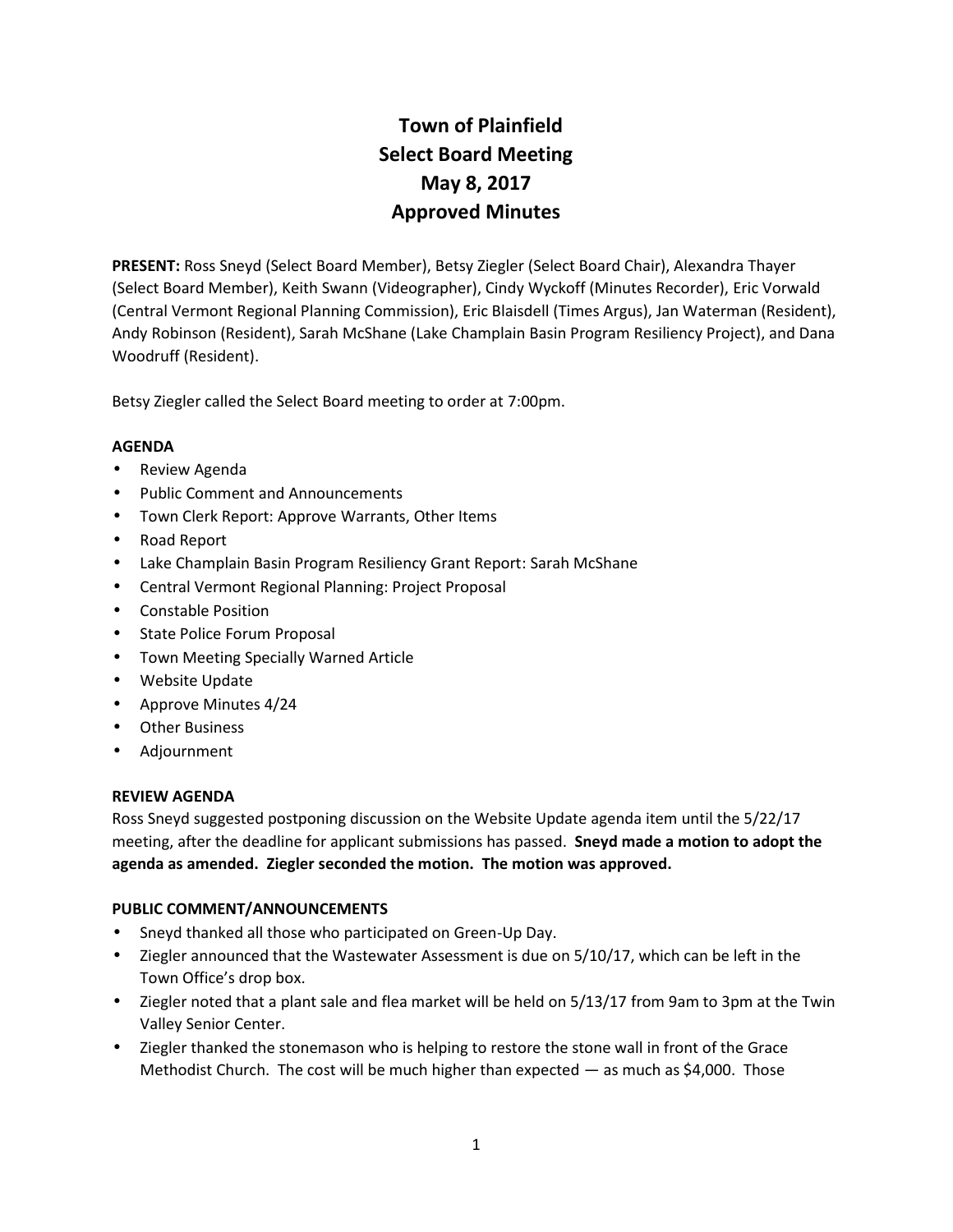# Town of Plainfield
# Select Board Meeting
# May 8, 2017
# Approved Minutes

**PRESENT:** Ross Sneyd (Select Board Member), Betsy Ziegler (Select Board Chair), Alexandra Thayer (Select Board Member), Keith Swann (Videographer), Cindy Wyckoff (Minutes Recorder), Eric Vorwald (Central Vermont Regional Planning Commission), Eric Blaisdell (Times Argus), Jan Waterman (Resident), Andy Robinson (Resident), Sarah McShane (Lake Champlain Basin Program Resiliency Project), and Dana Woodruff (Resident).

Betsy Ziegler called the Select Board meeting to order at 7:00pm.

**AGENDA**

- Review Agenda
- Public Comment and Announcements
- Town Clerk Report: Approve Warrants, Other Items
- Road Report
- Lake Champlain Basin Program Resiliency Grant Report: Sarah McShane
- Central Vermont Regional Planning: Project Proposal
- Constable Position
- State Police Forum Proposal
- Town Meeting Specially Warned Article
- Website Update
- Approve Minutes 4/24
- Other Business
- Adjournment

**REVIEW AGENDA**

Ross Sneyd suggested postponing discussion on the Website Update agenda item until the 5/22/17 meeting, after the deadline for applicant submissions has passed. **Sneyd made a motion to adopt the agenda as amended. Ziegler seconded the motion. The motion was approved.**

**PUBLIC COMMENT/ANNOUNCEMENTS**

- Sneyd thanked all those who participated on Green-Up Day.
- Ziegler announced that the Wastewater Assessment is due on 5/10/17, which can be left in the Town Office's drop box.
- Ziegler noted that a plant sale and flea market will be held on 5/13/17 from 9am to 3pm at the Twin Valley Senior Center.
- Ziegler thanked the stonemason who is helping to restore the stone wall in front of the Grace Methodist Church. The cost will be much higher than expected — as much as $4,000. Those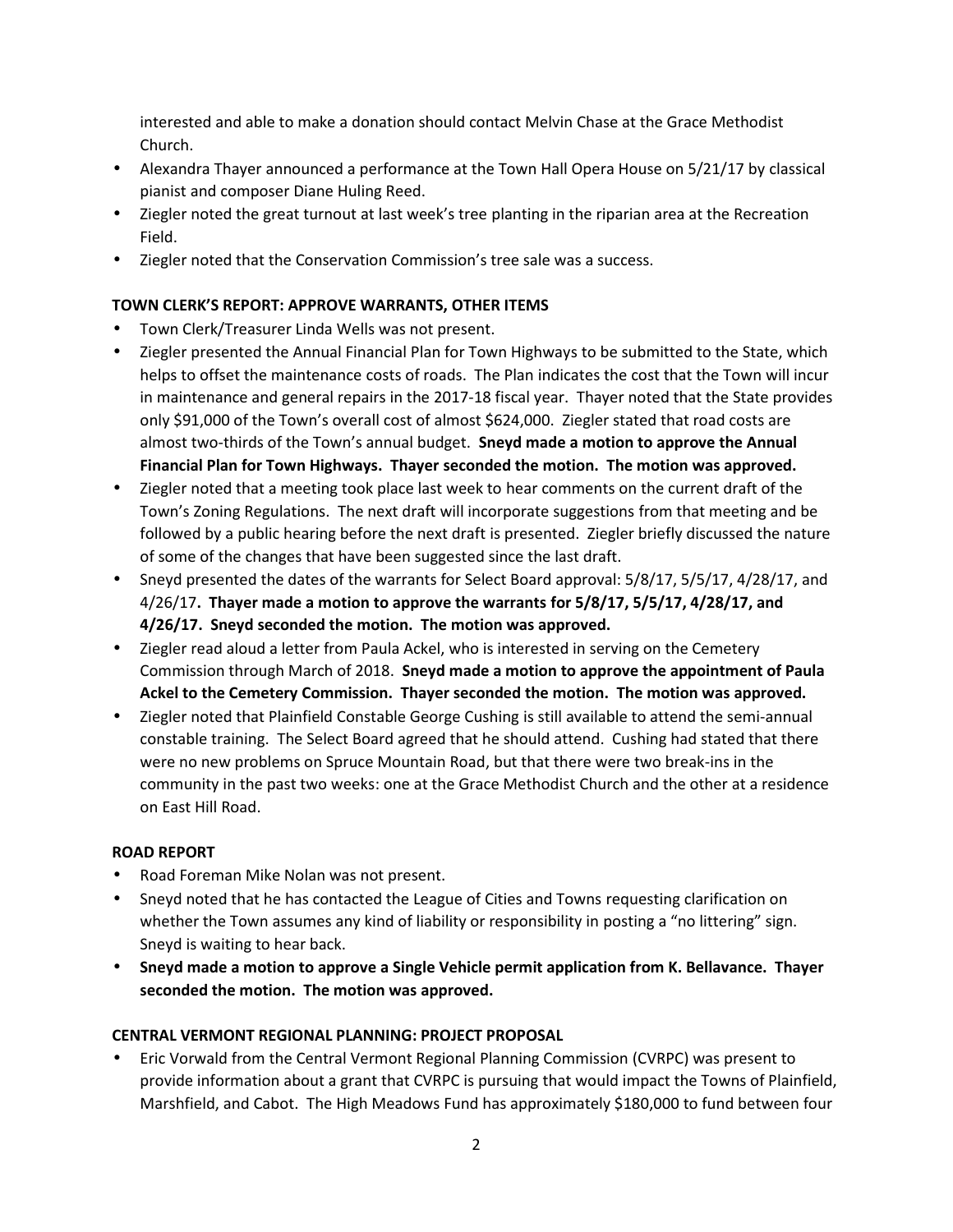interested and able to make a donation should contact Melvin Chase at the Grace Methodist Church.

- Alexandra Thayer announced a performance at the Town Hall Opera House on 5/21/17 by classical pianist and composer Diane Huling Reed.
- Ziegler noted the great turnout at last week's tree planting in the riparian area at the Recreation Field.
- Ziegler noted that the Conservation Commission's tree sale was a success.

**TOWN CLERK'S REPORT: APPROVE WARRANTS, OTHER ITEMS**

- Town Clerk/Treasurer Linda Wells was not present.
- Ziegler presented the Annual Financial Plan for Town Highways to be submitted to the State, which helps to offset the maintenance costs of roads. The Plan indicates the cost that the Town will incur in maintenance and general repairs in the 2017-18 fiscal year. Thayer noted that the State provides only $91,000 of the Town's overall cost of almost $624,000. Ziegler stated that road costs are almost two-thirds of the Town's annual budget. **Sneyd made a motion to approve the Annual Financial Plan for Town Highways. Thayer seconded the motion. The motion was approved.**
- Ziegler noted that a meeting took place last week to hear comments on the current draft of the Town's Zoning Regulations. The next draft will incorporate suggestions from that meeting and be followed by a public hearing before the next draft is presented. Ziegler briefly discussed the nature of some of the changes that have been suggested since the last draft.
- Sneyd presented the dates of the warrants for Select Board approval: 5/8/17, 5/5/17, 4/28/17, and 4/26/17**. Thayer made a motion to approve the warrants for 5/8/17, 5/5/17, 4/28/17, and 4/26/17. Sneyd seconded the motion. The motion was approved.**
- Ziegler read aloud a letter from Paula Ackel, who is interested in serving on the Cemetery Commission through March of 2018. **Sneyd made a motion to approve the appointment of Paula Ackel to the Cemetery Commission. Thayer seconded the motion. The motion was approved.**
- Ziegler noted that Plainfield Constable George Cushing is still available to attend the semi-annual constable training. The Select Board agreed that he should attend. Cushing had stated that there were no new problems on Spruce Mountain Road, but that there were two break-ins in the community in the past two weeks: one at the Grace Methodist Church and the other at a residence on East Hill Road.

**ROAD REPORT**

- Road Foreman Mike Nolan was not present.
- Sneyd noted that he has contacted the League of Cities and Towns requesting clarification on whether the Town assumes any kind of liability or responsibility in posting a "no littering" sign. Sneyd is waiting to hear back.
- **Sneyd made a motion to approve a Single Vehicle permit application from K. Bellavance. Thayer seconded the motion. The motion was approved.**

**CENTRAL VERMONT REGIONAL PLANNING: PROJECT PROPOSAL**

- Eric Vorwald from the Central Vermont Regional Planning Commission (CVRPC) was present to provide information about a grant that CVRPC is pursuing that would impact the Towns of Plainfield, Marshfield, and Cabot. The High Meadows Fund has approximately $180,000 to fund between four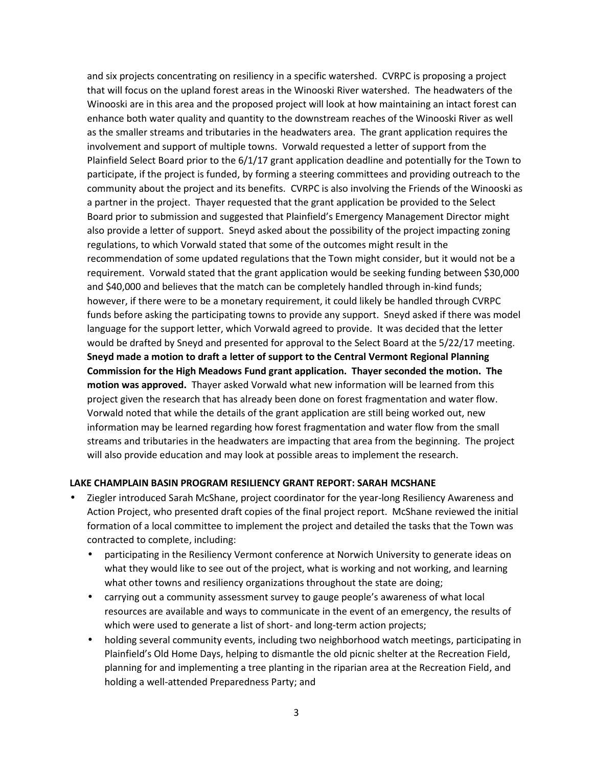and six projects concentrating on resiliency in a specific watershed. CVRPC is proposing a project that will focus on the upland forest areas in the Winooski River watershed. The headwaters of the Winooski are in this area and the proposed project will look at how maintaining an intact forest can enhance both water quality and quantity to the downstream reaches of the Winooski River as well as the smaller streams and tributaries in the headwaters area. The grant application requires the involvement and support of multiple towns. Vorwald requested a letter of support from the Plainfield Select Board prior to the 6/1/17 grant application deadline and potentially for the Town to participate, if the project is funded, by forming a steering committees and providing outreach to the community about the project and its benefits. CVRPC is also involving the Friends of the Winooski as a partner in the project. Thayer requested that the grant application be provided to the Select Board prior to submission and suggested that Plainfield's Emergency Management Director might also provide a letter of support. Sneyd asked about the possibility of the project impacting zoning regulations, to which Vorwald stated that some of the outcomes might result in the recommendation of some updated regulations that the Town might consider, but it would not be a requirement. Vorwald stated that the grant application would be seeking funding between $30,000 and $40,000 and believes that the match can be completely handled through in-kind funds; however, if there were to be a monetary requirement, it could likely be handled through CVRPC funds before asking the participating towns to provide any support. Sneyd asked if there was model language for the support letter, which Vorwald agreed to provide. It was decided that the letter would be drafted by Sneyd and presented for approval to the Select Board at the 5/22/17 meeting. **Sneyd made a motion to draft a letter of support to the Central Vermont Regional Planning Commission for the High Meadows Fund grant application. Thayer seconded the motion. The motion was approved.** Thayer asked Vorwald what new information will be learned from this project given the research that has already been done on forest fragmentation and water flow. Vorwald noted that while the details of the grant application are still being worked out, new information may be learned regarding how forest fragmentation and water flow from the small streams and tributaries in the headwaters are impacting that area from the beginning. The project will also provide education and may look at possible areas to implement the research.

**LAKE CHAMPLAIN BASIN PROGRAM RESILIENCY GRANT REPORT: SARAH MCSHANE**

- Ziegler introduced Sarah McShane, project coordinator for the year-long Resiliency Awareness and Action Project, who presented draft copies of the final project report. McShane reviewed the initial formation of a local committee to implement the project and detailed the tasks that the Town was contracted to complete, including:
  - participating in the Resiliency Vermont conference at Norwich University to generate ideas on what they would like to see out of the project, what is working and not working, and learning what other towns and resiliency organizations throughout the state are doing;
  - carrying out a community assessment survey to gauge people's awareness of what local resources are available and ways to communicate in the event of an emergency, the results of which were used to generate a list of short- and long-term action projects;
  - holding several community events, including two neighborhood watch meetings, participating in Plainfield's Old Home Days, helping to dismantle the old picnic shelter at the Recreation Field, planning for and implementing a tree planting in the riparian area at the Recreation Field, and holding a well-attended Preparedness Party; and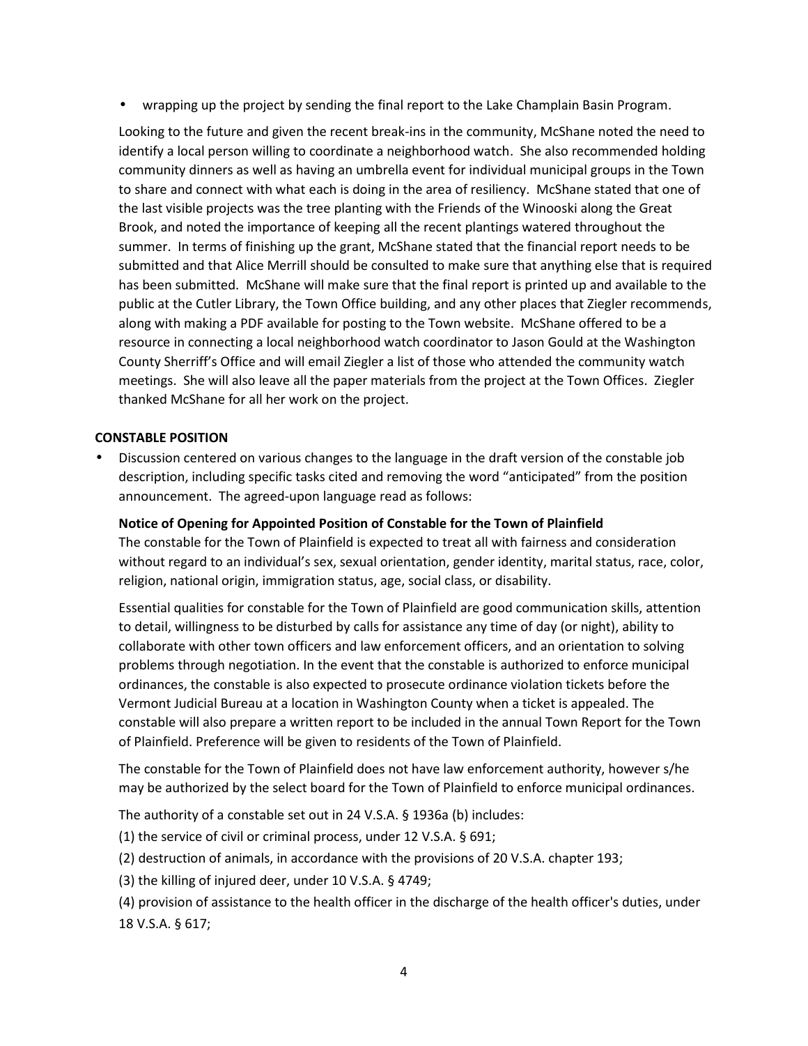- wrapping up the project by sending the final report to the Lake Champlain Basin Program.

Looking to the future and given the recent break-ins in the community, McShane noted the need to identify a local person willing to coordinate a neighborhood watch. She also recommended holding community dinners as well as having an umbrella event for individual municipal groups in the Town to share and connect with what each is doing in the area of resiliency. McShane stated that one of the last visible projects was the tree planting with the Friends of the Winooski along the Great Brook, and noted the importance of keeping all the recent plantings watered throughout the summer. In terms of finishing up the grant, McShane stated that the financial report needs to be submitted and that Alice Merrill should be consulted to make sure that anything else that is required has been submitted. McShane will make sure that the final report is printed up and available to the public at the Cutler Library, the Town Office building, and any other places that Ziegler recommends, along with making a PDF available for posting to the Town website. McShane offered to be a resource in connecting a local neighborhood watch coordinator to Jason Gould at the Washington County Sherriff's Office and will email Ziegler a list of those who attended the community watch meetings. She will also leave all the paper materials from the project at the Town Offices. Ziegler thanked McShane for all her work on the project.

**CONSTABLE POSITION**

- Discussion centered on various changes to the language in the draft version of the constable job description, including specific tasks cited and removing the word "anticipated" from the position announcement. The agreed-upon language read as follows:

**Notice of Opening for Appointed Position of Constable for the Town of Plainfield**

The constable for the Town of Plainfield is expected to treat all with fairness and consideration without regard to an individual's sex, sexual orientation, gender identity, marital status, race, color, religion, national origin, immigration status, age, social class, or disability.

Essential qualities for constable for the Town of Plainfield are good communication skills, attention to detail, willingness to be disturbed by calls for assistance any time of day (or night), ability to collaborate with other town officers and law enforcement officers, and an orientation to solving problems through negotiation. In the event that the constable is authorized to enforce municipal ordinances, the constable is also expected to prosecute ordinance violation tickets before the Vermont Judicial Bureau at a location in Washington County when a ticket is appealed. The constable will also prepare a written report to be included in the annual Town Report for the Town of Plainfield. Preference will be given to residents of the Town of Plainfield.

The constable for the Town of Plainfield does not have law enforcement authority, however s/he may be authorized by the select board for the Town of Plainfield to enforce municipal ordinances.

The authority of a constable set out in 24 V.S.A. § 1936a (b) includes:

(1) the service of civil or criminal process, under 12 V.S.A. § 691;

(2) destruction of animals, in accordance with the provisions of 20 V.S.A. chapter 193;

(3) the killing of injured deer, under 10 V.S.A. § 4749;

(4) provision of assistance to the health officer in the discharge of the health officer's duties, under 18 V.S.A. § 617;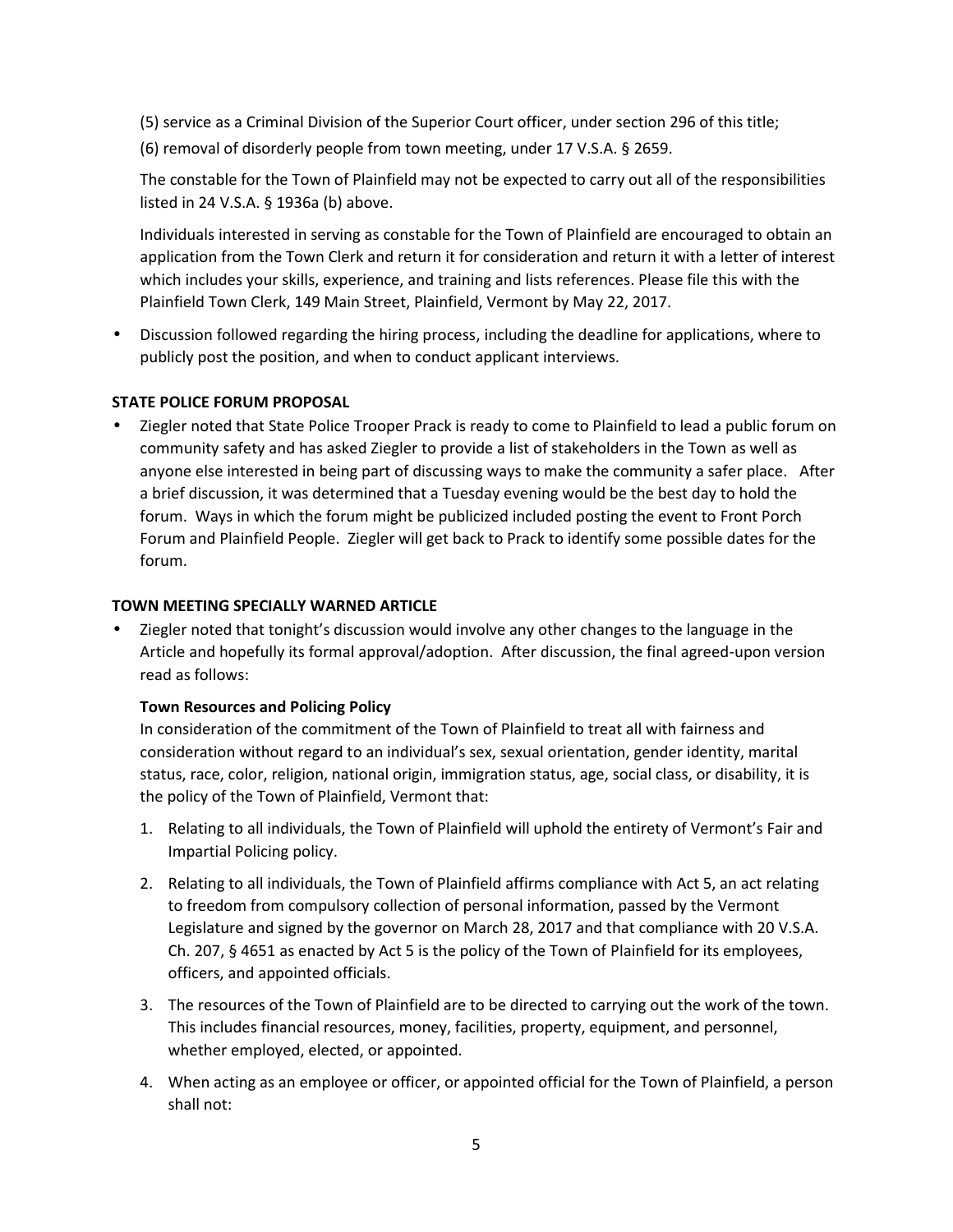(5) service as a Criminal Division of the Superior Court officer, under section 296 of this title;

(6) removal of disorderly people from town meeting, under 17 V.S.A. § 2659.

The constable for the Town of Plainfield may not be expected to carry out all of the responsibilities listed in 24 V.S.A. § 1936a (b) above.

Individuals interested in serving as constable for the Town of Plainfield are encouraged to obtain an application from the Town Clerk and return it for consideration and return it with a letter of interest which includes your skills, experience, and training and lists references. Please file this with the Plainfield Town Clerk, 149 Main Street, Plainfield, Vermont by May 22, 2017.

- Discussion followed regarding the hiring process, including the deadline for applications, where to publicly post the position, and when to conduct applicant interviews.

**STATE POLICE FORUM PROPOSAL**

- Ziegler noted that State Police Trooper Prack is ready to come to Plainfield to lead a public forum on community safety and has asked Ziegler to provide a list of stakeholders in the Town as well as anyone else interested in being part of discussing ways to make the community a safer place. After a brief discussion, it was determined that a Tuesday evening would be the best day to hold the forum. Ways in which the forum might be publicized included posting the event to Front Porch Forum and Plainfield People. Ziegler will get back to Prack to identify some possible dates for the forum.

**TOWN MEETING SPECIALLY WARNED ARTICLE**

- Ziegler noted that tonight's discussion would involve any other changes to the language in the Article and hopefully its formal approval/adoption. After discussion, the final agreed-upon version read as follows:

**Town Resources and Policing Policy**

In consideration of the commitment of the Town of Plainfield to treat all with fairness and consideration without regard to an individual's sex, sexual orientation, gender identity, marital status, race, color, religion, national origin, immigration status, age, social class, or disability, it is the policy of the Town of Plainfield, Vermont that:

1. Relating to all individuals, the Town of Plainfield will uphold the entirety of Vermont's Fair and Impartial Policing policy.
2. Relating to all individuals, the Town of Plainfield affirms compliance with Act 5, an act relating to freedom from compulsory collection of personal information, passed by the Vermont Legislature and signed by the governor on March 28, 2017 and that compliance with 20 V.S.A. Ch. 207, § 4651 as enacted by Act 5 is the policy of the Town of Plainfield for its employees, officers, and appointed officials.
3. The resources of the Town of Plainfield are to be directed to carrying out the work of the town. This includes financial resources, money, facilities, property, equipment, and personnel, whether employed, elected, or appointed.
4. When acting as an employee or officer, or appointed official for the Town of Plainfield, a person shall not: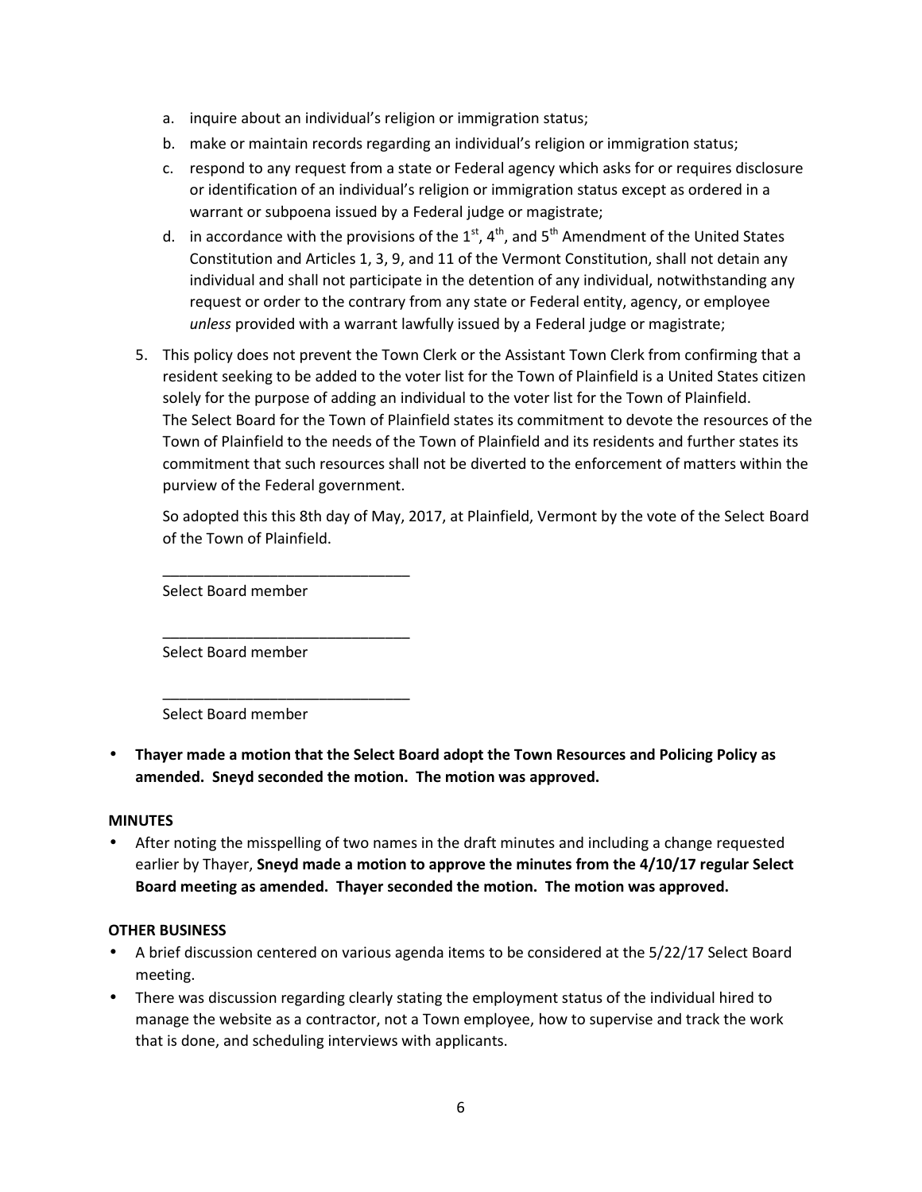a. inquire about an individual's religion or immigration status;
b. make or maintain records regarding an individual's religion or immigration status;
c. respond to any request from a state or Federal agency which asks for or requires disclosure or identification of an individual's religion or immigration status except as ordered in a warrant or subpoena issued by a Federal judge or magistrate;
d. in accordance with the provisions of the 1st, 4th, and 5th Amendment of the United States Constitution and Articles 1, 3, 9, and 11 of the Vermont Constitution, shall not detain any individual and shall not participate in the detention of any individual, notwithstanding any request or order to the contrary from any state or Federal entity, agency, or employee *unless* provided with a warrant lawfully issued by a Federal judge or magistrate;

5. This policy does not prevent the Town Clerk or the Assistant Town Clerk from confirming that a resident seeking to be added to the voter list for the Town of Plainfield is a United States citizen solely for the purpose of adding an individual to the voter list for the Town of Plainfield. The Select Board for the Town of Plainfield states its commitment to devote the resources of the Town of Plainfield to the needs of the Town of Plainfield and its residents and further states its commitment that such resources shall not be diverted to the enforcement of matters within the purview of the Federal government.

   So adopted this this 8th day of May, 2017, at Plainfield, Vermont by the vote of the Select Board of the Town of Plainfield.

   ______________________________
   Select Board member

   ______________________________
   Select Board member

   ______________________________
   Select Board member

- **Thayer made a motion that the Select Board adopt the Town Resources and Policing Policy as amended. Sneyd seconded the motion. The motion was approved.**

**MINUTES**

- After noting the misspelling of two names in the draft minutes and including a change requested earlier by Thayer, **Sneyd made a motion to approve the minutes from the 4/10/17 regular Select Board meeting as amended. Thayer seconded the motion. The motion was approved.**

**OTHER BUSINESS**

- A brief discussion centered on various agenda items to be considered at the 5/22/17 Select Board meeting.
- There was discussion regarding clearly stating the employment status of the individual hired to manage the website as a contractor, not a Town employee, how to supervise and track the work that is done, and scheduling interviews with applicants.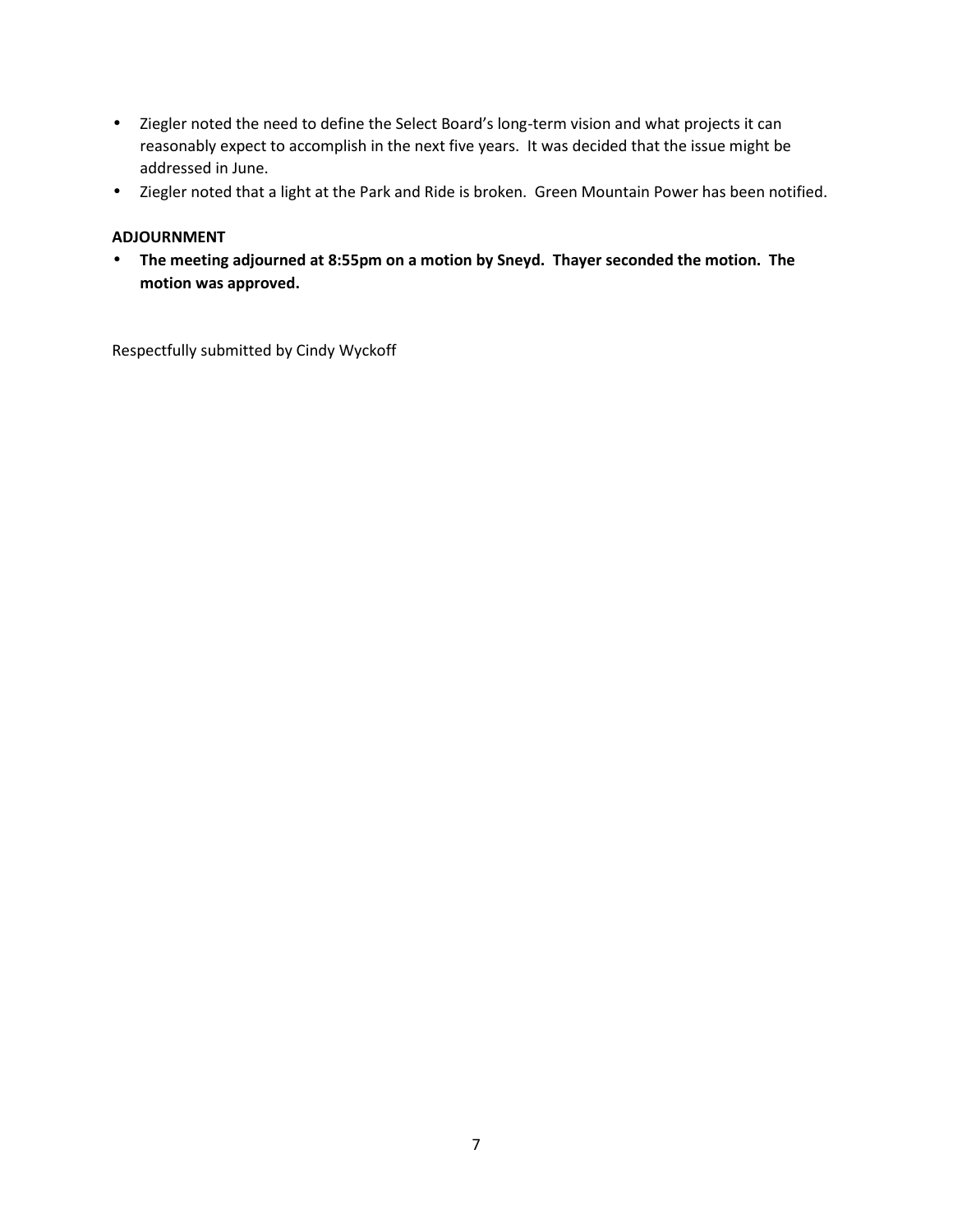- Ziegler noted the need to define the Select Board's long-term vision and what projects it can reasonably expect to accomplish in the next five years. It was decided that the issue might be addressed in June.
- Ziegler noted that a light at the Park and Ride is broken. Green Mountain Power has been notified.

**ADJOURNMENT**

- **The meeting adjourned at 8:55pm on a motion by Sneyd. Thayer seconded the motion. The motion was approved.**

Respectfully submitted by Cindy Wyckoff